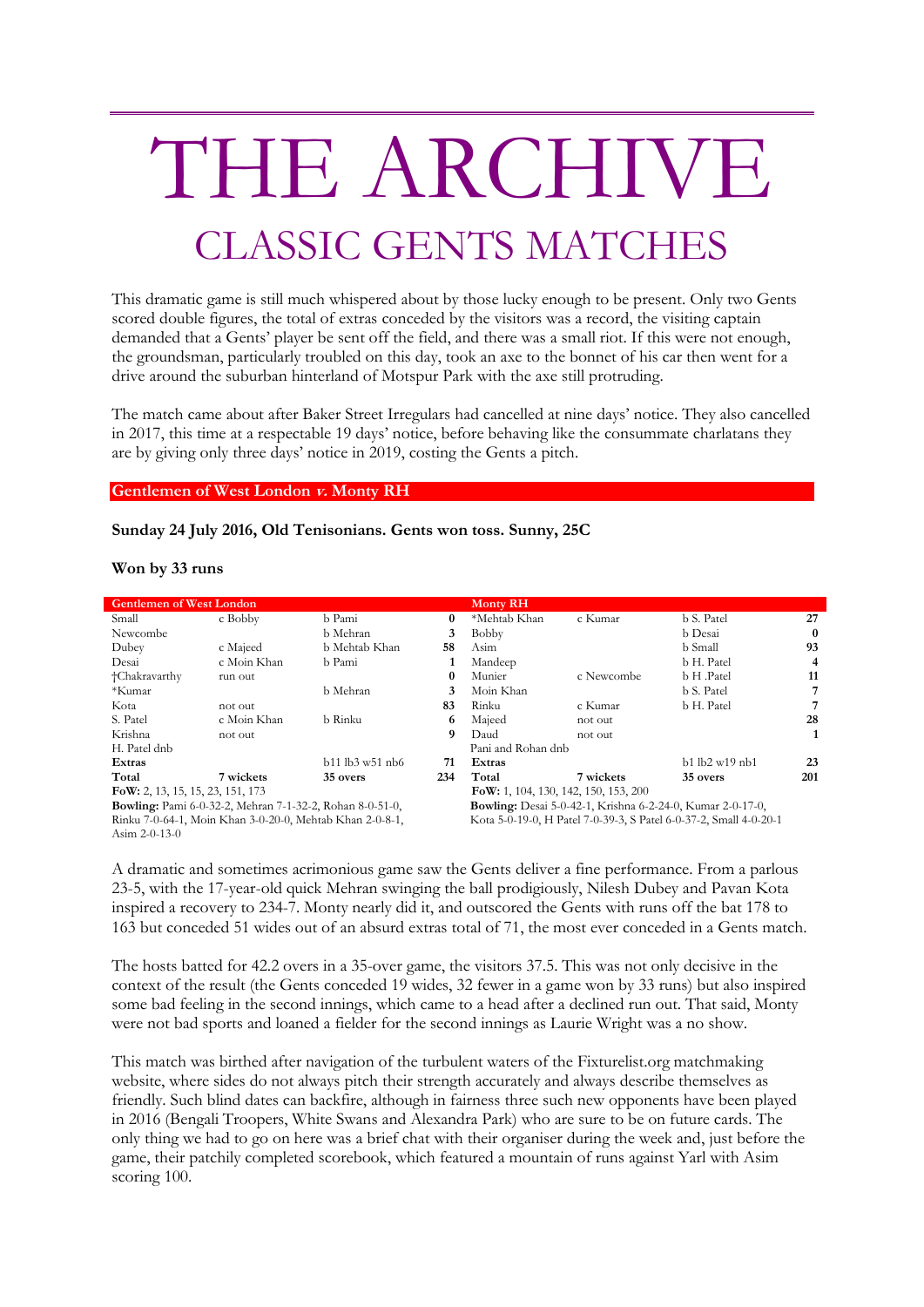# THE ARCHIVE

## CLASSIC GENTS MATCHES

This dramatic game is still much whispered about by those lucky enough to be present. Only two Gents scored double figures, the total of extras conceded by the visitors was a record, the visiting captain demanded that a Gents' player be sent off the field, and there was a small riot. If this were not enough, the groundsman, particularly troubled on this day, took an axe to the bonnet of his car then went for a drive around the suburban hinterland of Motspur Park with the axe still protruding.

The match came about after Baker Street Irregulars had cancelled at nine days' notice. They also cancelled in 2017, this time at a respectable 19 days' notice, before behaving like the consummate charlatans they are by giving only three days' notice in 2019, costing the Gents a pitch.

### Gentlemen of West London *v.* Monty RH

**Sunday 24 July 2016, Old Tenisonians. Gents won toss. Sunny, 25C**

**Won by 33 runs**

| Gentlemen of West London | | | |
|---|---|---|---|
| Small | c Bobby | b Pami | **0** |
| Newcombe | | b Mehran | **3** |
| Dubey | c Majeed | b Mehtab Khan | **58** |
| Desai | c Moin Khan | b Pami | **1** |
| †Chakravarthy | run out | | **0** |
| *Kumar | | b Mehran | **3** |
| Kota | not out | | **83** |
| S. Patel | c Moin Khan | b Rinku | **6** |
| Krishna | not out | | **9** |
| H. Patel dnb | | | |
| **Extras** | | b11 lb3 w51 nb6 | **71** |
| **Total** | **7 wickets** | **35 overs** | **234** |

**FoW:** 2, 13, 15, 15, 23, 151, 173

**Bowling:** Pami 6-0-32-2, Mehran 7-1-32-2, Rohan 8-0-51-0, Rinku 7-0-64-1, Moin Khan 3-0-20-0, Mehtab Khan 2-0-8-1, Asim 2-0-13-0

| Monty RH | | | |
|---|---|---|---|
| *Mehtab Khan | c Kumar | b S. Patel | **27** |
| Bobby | | b Desai | **0** |
| Asim | | b Small | **93** |
| Mandeep | | b H. Patel | **4** |
| Munier | c Newcombe | b H .Patel | **11** |
| Moin Khan | | b S. Patel | **7** |
| Rinku | c Kumar | b H. Patel | **7** |
| Majeed | not out | | **28** |
| Daud | not out | | **1** |
| Pani and Rohan dnb | | | |
| **Extras** | | b1 lb2 w19 nb1 | **23** |
| **Total** | **7 wickets** | **35 overs** | **201** |

**FoW:** 1, 104, 130, 142, 150, 153, 200

**Bowling:** Desai 5-0-42-1, Krishna 6-2-24-0, Kumar 2-0-17-0, Kota 5-0-19-0, H Patel 7-0-39-3, S Patel 6-0-37-2, Small 4-0-20-1

A dramatic and sometimes acrimonious game saw the Gents deliver a fine performance. From a parlous 23-5, with the 17-year-old quick Mehran swinging the ball prodigiously, Nilesh Dubey and Pavan Kota inspired a recovery to 234-7. Monty nearly did it, and outscored the Gents with runs off the bat 178 to 163 but conceded 51 wides out of an absurd extras total of 71, the most ever conceded in a Gents match.

The hosts batted for 42.2 overs in a 35-over game, the visitors 37.5. This was not only decisive in the context of the result (the Gents conceded 19 wides, 32 fewer in a game won by 33 runs) but also inspired some bad feeling in the second innings, which came to a head after a declined run out. That said, Monty were not bad sports and loaned a fielder for the second innings as Laurie Wright was a no show.

This match was birthed after navigation of the turbulent waters of the Fixturelist.org matchmaking website, where sides do not always pitch their strength accurately and always describe themselves as friendly. Such blind dates can backfire, although in fairness three such new opponents have been played in 2016 (Bengali Troopers, White Swans and Alexandra Park) who are sure to be on future cards. The only thing we had to go on here was a brief chat with their organiser during the week and, just before the game, their patchily completed scorebook, which featured a mountain of runs against Yarl with Asim scoring 100.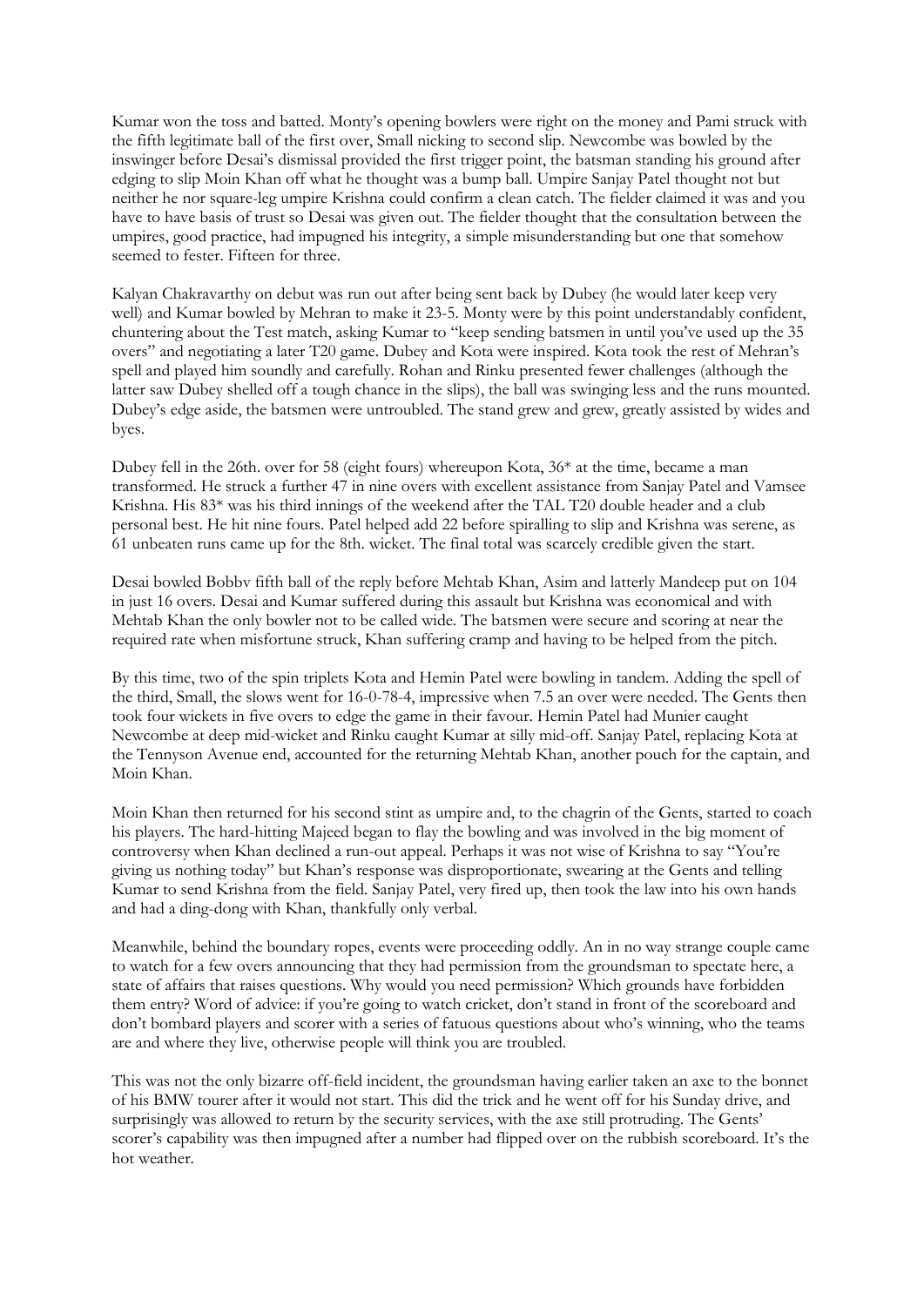Kumar won the toss and batted. Monty's opening bowlers were right on the money and Pami struck with the fifth legitimate ball of the first over, Small nicking to second slip. Newcombe was bowled by the inswinger before Desai's dismissal provided the first trigger point, the batsman standing his ground after edging to slip Moin Khan off what he thought was a bump ball. Umpire Sanjay Patel thought not but neither he nor square-leg umpire Krishna could confirm a clean catch. The fielder claimed it was and you have to have basis of trust so Desai was given out. The fielder thought that the consultation between the umpires, good practice, had impugned his integrity, a simple misunderstanding but one that somehow seemed to fester. Fifteen for three.

Kalyan Chakravarthy on debut was run out after being sent back by Dubey (he would later keep very well) and Kumar bowled by Mehran to make it 23-5. Monty were by this point understandably confident, chuntering about the Test match, asking Kumar to "keep sending batsmen in until you've used up the 35 overs" and negotiating a later T20 game. Dubey and Kota were inspired. Kota took the rest of Mehran's spell and played him soundly and carefully. Rohan and Rinku presented fewer challenges (although the latter saw Dubey shelled off a tough chance in the slips), the ball was swinging less and the runs mounted. Dubey's edge aside, the batsmen were untroubled. The stand grew and grew, greatly assisted by wides and byes.

Dubey fell in the 26th. over for 58 (eight fours) whereupon Kota, 36* at the time, became a man transformed. He struck a further 47 in nine overs with excellent assistance from Sanjay Patel and Vamsee Krishna. His 83* was his third innings of the weekend after the TAL T20 double header and a club personal best. He hit nine fours. Patel helped add 22 before spiralling to slip and Krishna was serene, as 61 unbeaten runs came up for the 8th. wicket. The final total was scarcely credible given the start.

Desai bowled Bobby fifth ball of the reply before Mehtab Khan, Asim and latterly Mandeep put on 104 in just 16 overs. Desai and Kumar suffered during this assault but Krishna was economical and with Mehtab Khan the only bowler not to be called wide. The batsmen were secure and scoring at near the required rate when misfortune struck, Khan suffering cramp and having to be helped from the pitch.

By this time, two of the spin triplets Kota and Hemin Patel were bowling in tandem. Adding the spell of the third, Small, the slows went for 16-0-78-4, impressive when 7.5 an over were needed. The Gents then took four wickets in five overs to edge the game in their favour. Hemin Patel had Munier caught Newcombe at deep mid-wicket and Rinku caught Kumar at silly mid-off. Sanjay Patel, replacing Kota at the Tennyson Avenue end, accounted for the returning Mehtab Khan, another pouch for the captain, and Moin Khan.

Moin Khan then returned for his second stint as umpire and, to the chagrin of the Gents, started to coach his players. The hard-hitting Majeed began to flay the bowling and was involved in the big moment of controversy when Khan declined a run-out appeal. Perhaps it was not wise of Krishna to say "You're giving us nothing today" but Khan's response was disproportionate, swearing at the Gents and telling Kumar to send Krishna from the field. Sanjay Patel, very fired up, then took the law into his own hands and had a ding-dong with Khan, thankfully only verbal.

Meanwhile, behind the boundary ropes, events were proceeding oddly. An in no way strange couple came to watch for a few overs announcing that they had permission from the groundsman to spectate here, a state of affairs that raises questions. Why would you need permission? Which grounds have forbidden them entry? Word of advice: if you're going to watch cricket, don't stand in front of the scoreboard and don't bombard players and scorer with a series of fatuous questions about who's winning, who the teams are and where they live, otherwise people will think you are troubled.

This was not the only bizarre off-field incident, the groundsman having earlier taken an axe to the bonnet of his BMW tourer after it would not start. This did the trick and he went off for his Sunday drive, and surprisingly was allowed to return by the security services, with the axe still protruding. The Gents' scorer's capability was then impugned after a number had flipped over on the rubbish scoreboard. It's the hot weather.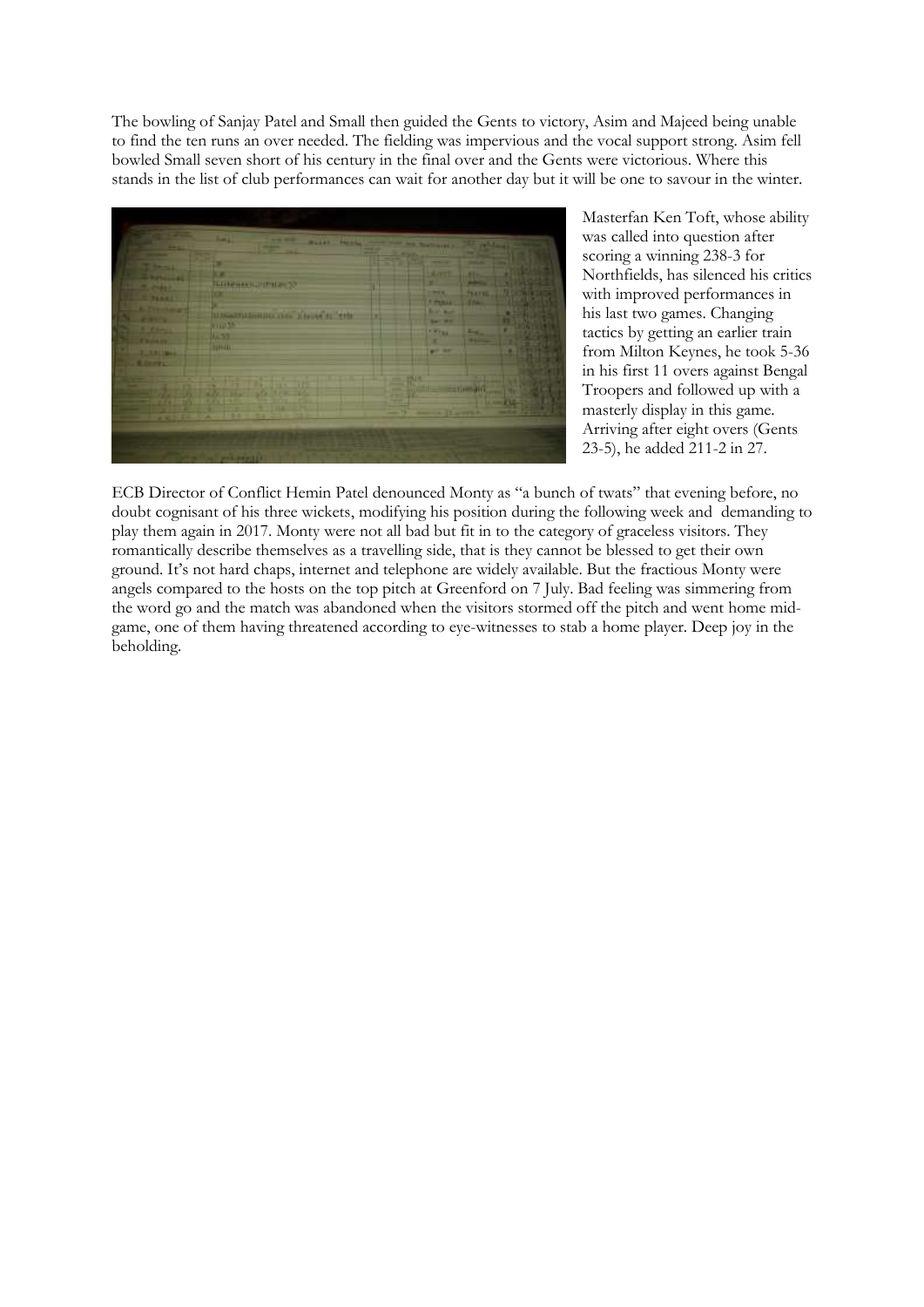The bowling of Sanjay Patel and Small then guided the Gents to victory, Asim and Majeed being unable to find the ten runs an over needed. The fielding was impervious and the vocal support strong. Asim fell bowled Small seven short of his century in the final over and the Gents were victorious. Where this stands in the list of club performances can wait for another day but it will be one to savour in the winter.

Masterfan Ken Toft, whose ability was called into question after scoring a winning 238-3 for Northfields, has silenced his critics with improved performances in his last two games. Changing tactics by getting an earlier train from Milton Keynes, he took 5-36 in his first 11 overs against Bengal Troopers and followed up with a masterly display in this game. Arriving after eight overs (Gents 23-5), he added 211-2 in 27.

ECB Director of Conflict Hemin Patel denounced Monty as "a bunch of twats" that evening before, no doubt cognisant of his three wickets, modifying his position during the following week and demanding to play them again in 2017. Monty were not all bad but fit in to the category of graceless visitors. They romantically describe themselves as a travelling side, that is they cannot be blessed to get their own ground. It's not hard chaps, internet and telephone are widely available. But the fractious Monty were angels compared to the hosts on the top pitch at Greenford on 7 July. Bad feeling was simmering from the word go and the match was abandoned when the visitors stormed off the pitch and went home mid-game, one of them having threatened according to eye-witnesses to stab a home player. Deep joy in the beholding.